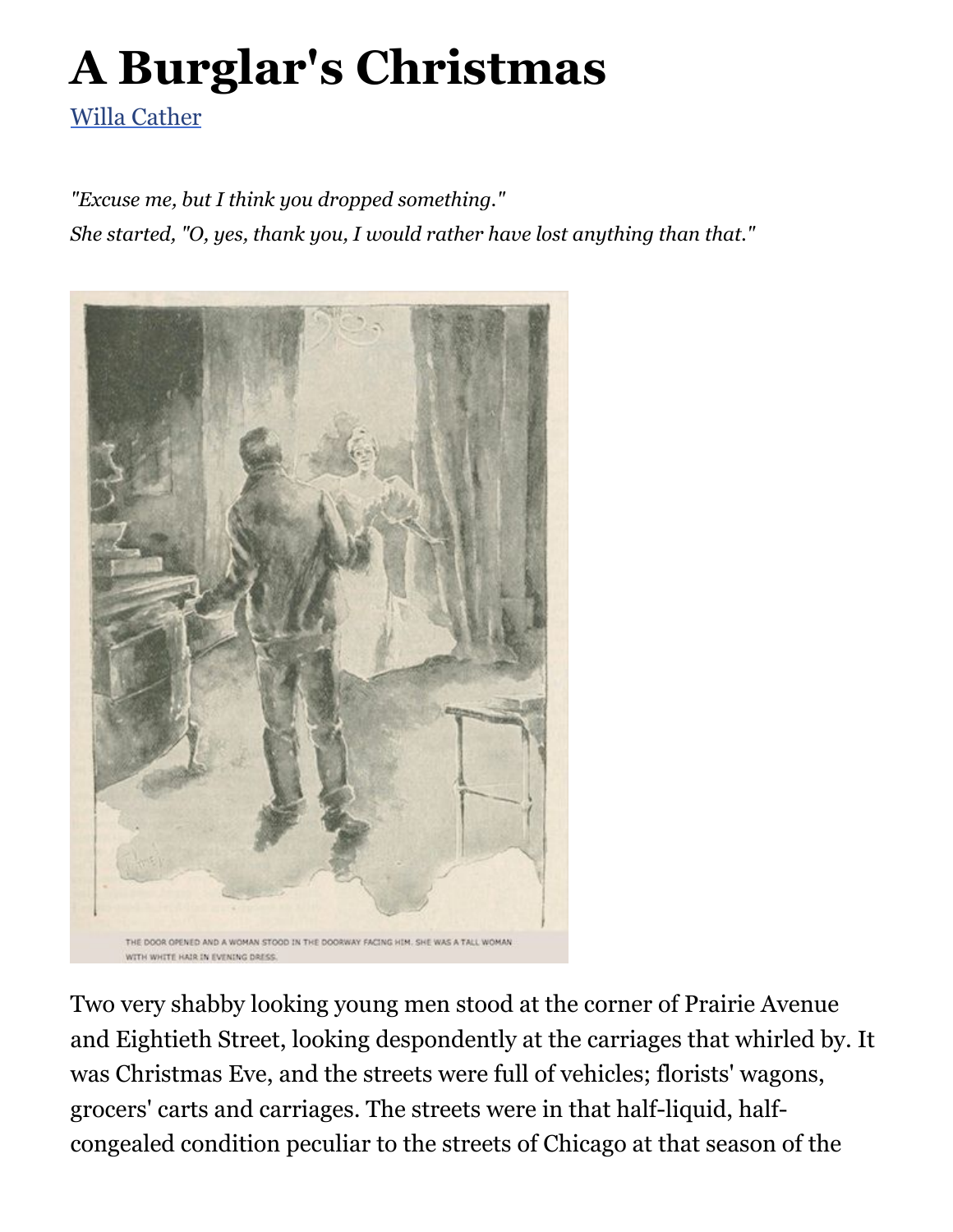# A Burglar's Christmas

Willa Cather

*"Excuse me, but I think you dropped something."*
*She started, "O, yes, thank you, I would rather have lost anything than that."*

THE DOOR OPENED AND A WOMAN STOOD IN THE DOORWAY FACING HIM. SHE WAS A TALL WOMAN WITH WHITE HAIR IN EVENING DRESS.

Two very shabby looking young men stood at the corner of Prairie Avenue and Eightieth Street, looking despondently at the carriages that whirled by. It was Christmas Eve, and the streets were full of vehicles; florists' wagons, grocers' carts and carriages. The streets were in that half-liquid, half-congealed condition peculiar to the streets of Chicago at that season of the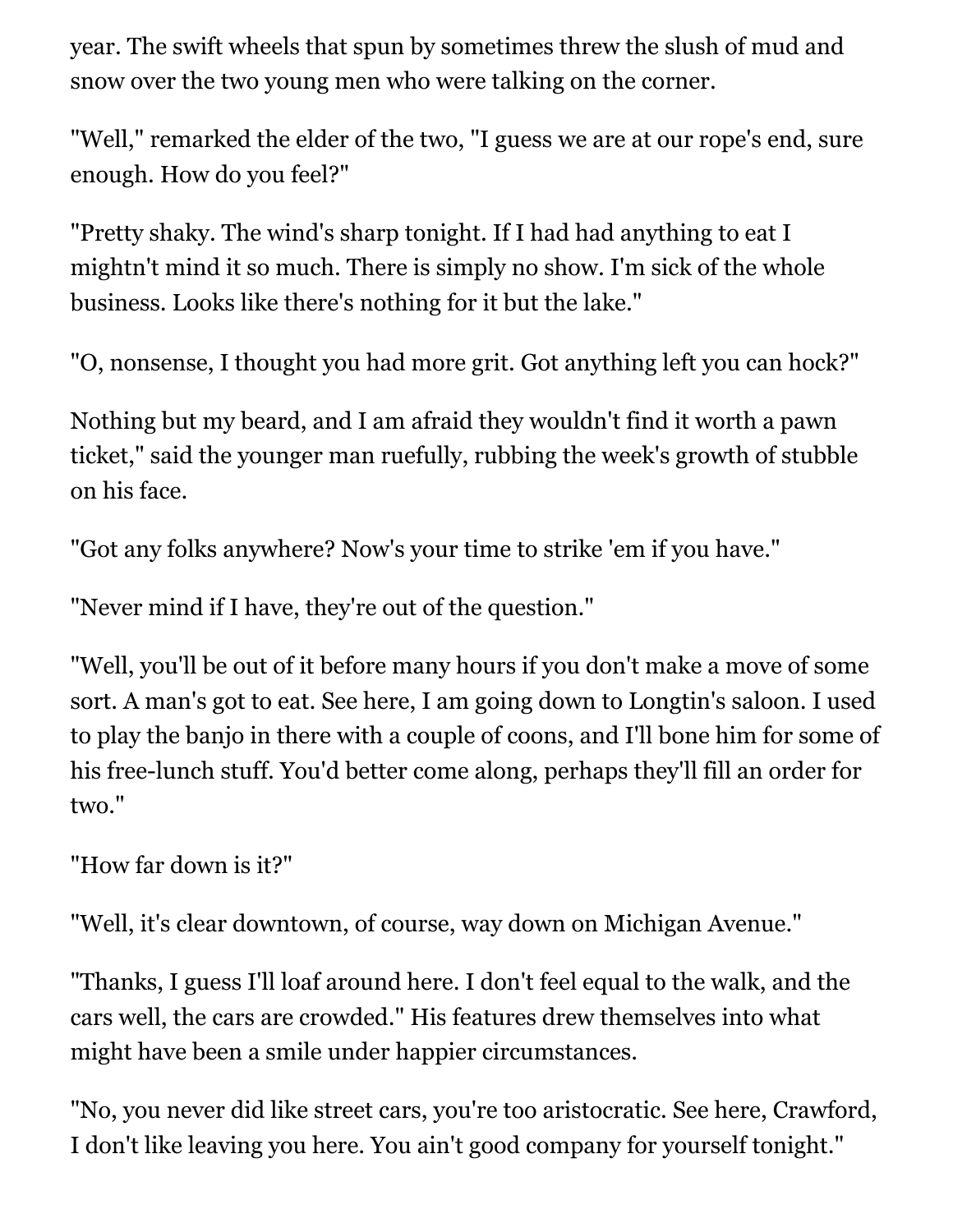year. The swift wheels that spun by sometimes threw the slush of mud and snow over the two young men who were talking on the corner.

"Well," remarked the elder of the two, "I guess we are at our rope's end, sure enough. How do you feel?"

"Pretty shaky. The wind's sharp tonight. If I had had anything to eat I mightn't mind it so much. There is simply no show. I'm sick of the whole business. Looks like there's nothing for it but the lake."

"O, nonsense, I thought you had more grit. Got anything left you can hock?"

Nothing but my beard, and I am afraid they wouldn't find it worth a pawn ticket," said the younger man ruefully, rubbing the week's growth of stubble on his face.

"Got any folks anywhere? Now's your time to strike 'em if you have."

"Never mind if I have, they're out of the question."

"Well, you'll be out of it before many hours if you don't make a move of some sort. A man's got to eat. See here, I am going down to Longtin's saloon. I used to play the banjo in there with a couple of coons, and I'll bone him for some of his free-lunch stuff. You'd better come along, perhaps they'll fill an order for two."

"How far down is it?"

"Well, it's clear downtown, of course, way down on Michigan Avenue."

"Thanks, I guess I'll loaf around here. I don't feel equal to the walk, and the cars well, the cars are crowded." His features drew themselves into what might have been a smile under happier circumstances.

"No, you never did like street cars, you're too aristocratic. See here, Crawford, I don't like leaving you here. You ain't good company for yourself tonight."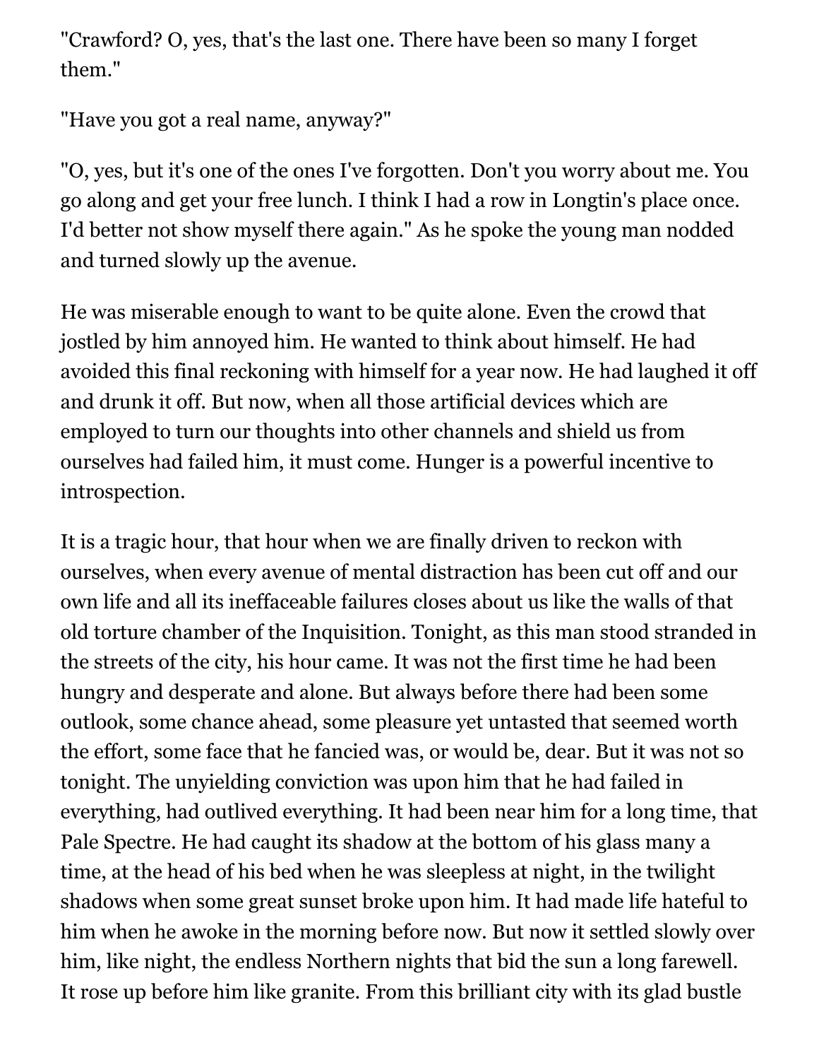"Crawford? O, yes, that's the last one. There have been so many I forget them."

"Have you got a real name, anyway?"

"O, yes, but it's one of the ones I've forgotten. Don't you worry about me. You go along and get your free lunch. I think I had a row in Longtin's place once. I'd better not show myself there again." As he spoke the young man nodded and turned slowly up the avenue.

He was miserable enough to want to be quite alone. Even the crowd that jostled by him annoyed him. He wanted to think about himself. He had avoided this final reckoning with himself for a year now. He had laughed it off and drunk it off. But now, when all those artificial devices which are employed to turn our thoughts into other channels and shield us from ourselves had failed him, it must come. Hunger is a powerful incentive to introspection.

It is a tragic hour, that hour when we are finally driven to reckon with ourselves, when every avenue of mental distraction has been cut off and our own life and all its ineffaceable failures closes about us like the walls of that old torture chamber of the Inquisition. Tonight, as this man stood stranded in the streets of the city, his hour came. It was not the first time he had been hungry and desperate and alone. But always before there had been some outlook, some chance ahead, some pleasure yet untasted that seemed worth the effort, some face that he fancied was, or would be, dear. But it was not so tonight. The unyielding conviction was upon him that he had failed in everything, had outlived everything. It had been near him for a long time, that Pale Spectre. He had caught its shadow at the bottom of his glass many a time, at the head of his bed when he was sleepless at night, in the twilight shadows when some great sunset broke upon him. It had made life hateful to him when he awoke in the morning before now. But now it settled slowly over him, like night, the endless Northern nights that bid the sun a long farewell. It rose up before him like granite. From this brilliant city with its glad bustle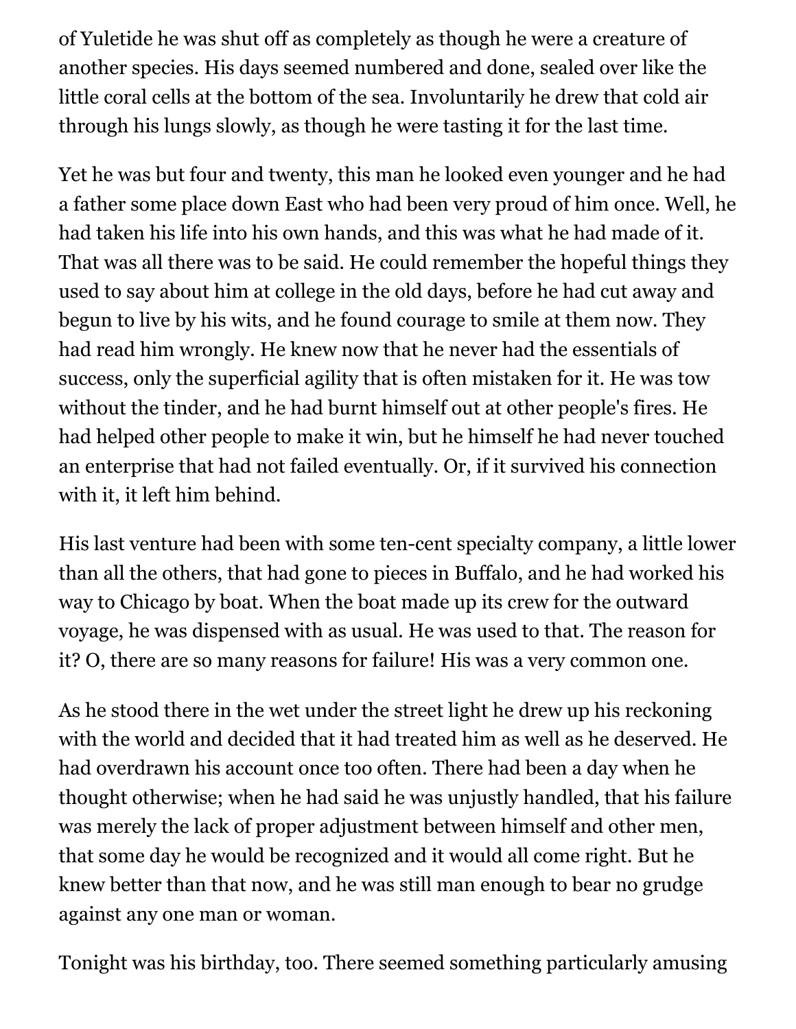of Yuletide he was shut off as completely as though he were a creature of another species. His days seemed numbered and done, sealed over like the little coral cells at the bottom of the sea. Involuntarily he drew that cold air through his lungs slowly, as though he were tasting it for the last time.

Yet he was but four and twenty, this man he looked even younger and he had a father some place down East who had been very proud of him once. Well, he had taken his life into his own hands, and this was what he had made of it. That was all there was to be said. He could remember the hopeful things they used to say about him at college in the old days, before he had cut away and begun to live by his wits, and he found courage to smile at them now. They had read him wrongly. He knew now that he never had the essentials of success, only the superficial agility that is often mistaken for it. He was tow without the tinder, and he had burnt himself out at other people's fires. He had helped other people to make it win, but he himself he had never touched an enterprise that had not failed eventually. Or, if it survived his connection with it, it left him behind.

His last venture had been with some ten-cent specialty company, a little lower than all the others, that had gone to pieces in Buffalo, and he had worked his way to Chicago by boat. When the boat made up its crew for the outward voyage, he was dispensed with as usual. He was used to that. The reason for it? O, there are so many reasons for failure! His was a very common one.

As he stood there in the wet under the street light he drew up his reckoning with the world and decided that it had treated him as well as he deserved. He had overdrawn his account once too often. There had been a day when he thought otherwise; when he had said he was unjustly handled, that his failure was merely the lack of proper adjustment between himself and other men, that some day he would be recognized and it would all come right. But he knew better than that now, and he was still man enough to bear no grudge against any one man or woman.

Tonight was his birthday, too. There seemed something particularly amusing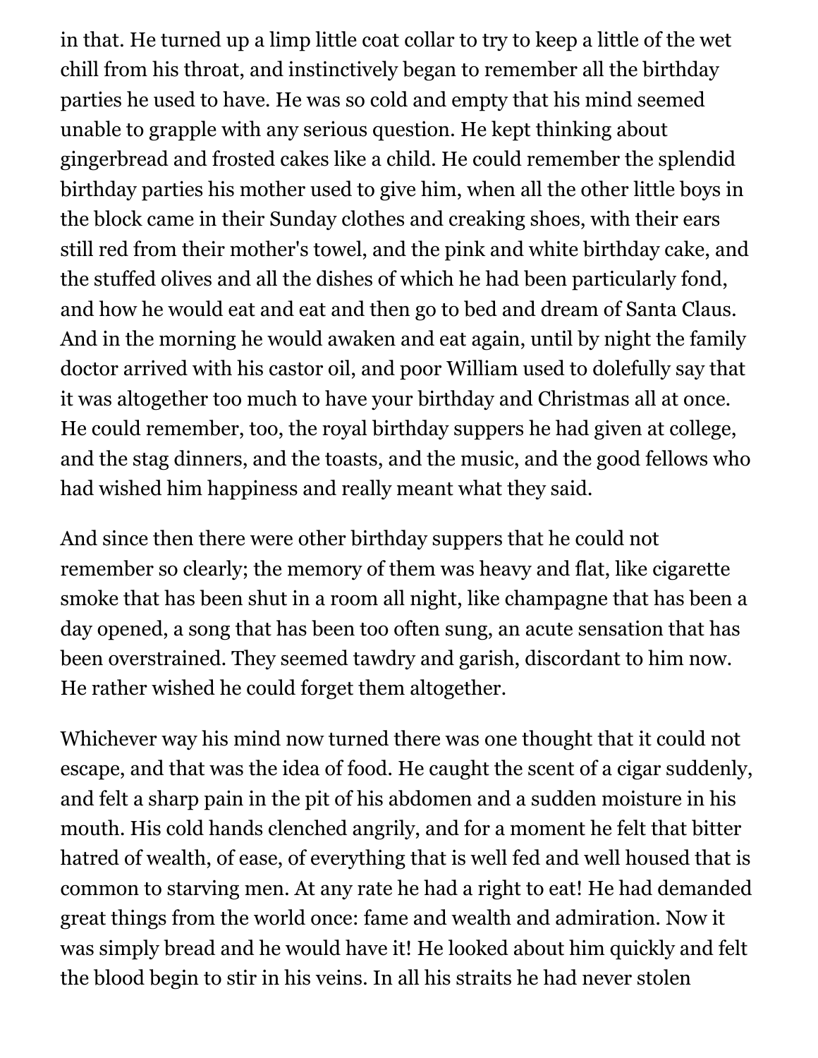in that. He turned up a limp little coat collar to try to keep a little of the wet chill from his throat, and instinctively began to remember all the birthday parties he used to have. He was so cold and empty that his mind seemed unable to grapple with any serious question. He kept thinking about gingerbread and frosted cakes like a child. He could remember the splendid birthday parties his mother used to give him, when all the other little boys in the block came in their Sunday clothes and creaking shoes, with their ears still red from their mother's towel, and the pink and white birthday cake, and the stuffed olives and all the dishes of which he had been particularly fond, and how he would eat and eat and then go to bed and dream of Santa Claus. And in the morning he would awaken and eat again, until by night the family doctor arrived with his castor oil, and poor William used to dolefully say that it was altogether too much to have your birthday and Christmas all at once. He could remember, too, the royal birthday suppers he had given at college, and the stag dinners, and the toasts, and the music, and the good fellows who had wished him happiness and really meant what they said.

And since then there were other birthday suppers that he could not remember so clearly; the memory of them was heavy and flat, like cigarette smoke that has been shut in a room all night, like champagne that has been a day opened, a song that has been too often sung, an acute sensation that has been overstrained. They seemed tawdry and garish, discordant to him now. He rather wished he could forget them altogether.

Whichever way his mind now turned there was one thought that it could not escape, and that was the idea of food. He caught the scent of a cigar suddenly, and felt a sharp pain in the pit of his abdomen and a sudden moisture in his mouth. His cold hands clenched angrily, and for a moment he felt that bitter hatred of wealth, of ease, of everything that is well fed and well housed that is common to starving men. At any rate he had a right to eat! He had demanded great things from the world once: fame and wealth and admiration. Now it was simply bread and he would have it! He looked about him quickly and felt the blood begin to stir in his veins. In all his straits he had never stolen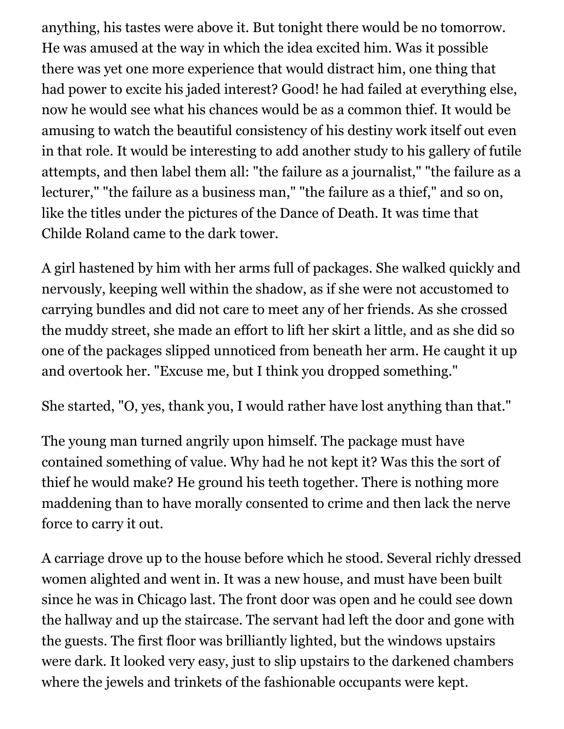anything, his tastes were above it. But tonight there would be no tomorrow. He was amused at the way in which the idea excited him. Was it possible there was yet one more experience that would distract him, one thing that had power to excite his jaded interest? Good! he had failed at everything else, now he would see what his chances would be as a common thief. It would be amusing to watch the beautiful consistency of his destiny work itself out even in that role. It would be interesting to add another study to his gallery of futile attempts, and then label them all: "the failure as a journalist," "the failure as a lecturer," "the failure as a business man," "the failure as a thief," and so on, like the titles under the pictures of the Dance of Death. It was time that Childe Roland came to the dark tower.

A girl hastened by him with her arms full of packages. She walked quickly and nervously, keeping well within the shadow, as if she were not accustomed to carrying bundles and did not care to meet any of her friends. As she crossed the muddy street, she made an effort to lift her skirt a little, and as she did so one of the packages slipped unnoticed from beneath her arm. He caught it up and overtook her. "Excuse me, but I think you dropped something."

She started, "O, yes, thank you, I would rather have lost anything than that."

The young man turned angrily upon himself. The package must have contained something of value. Why had he not kept it? Was this the sort of thief he would make? He ground his teeth together. There is nothing more maddening than to have morally consented to crime and then lack the nerve force to carry it out.

A carriage drove up to the house before which he stood. Several richly dressed women alighted and went in. It was a new house, and must have been built since he was in Chicago last. The front door was open and he could see down the hallway and up the staircase. The servant had left the door and gone with the guests. The first floor was brilliantly lighted, but the windows upstairs were dark. It looked very easy, just to slip upstairs to the darkened chambers where the jewels and trinkets of the fashionable occupants were kept.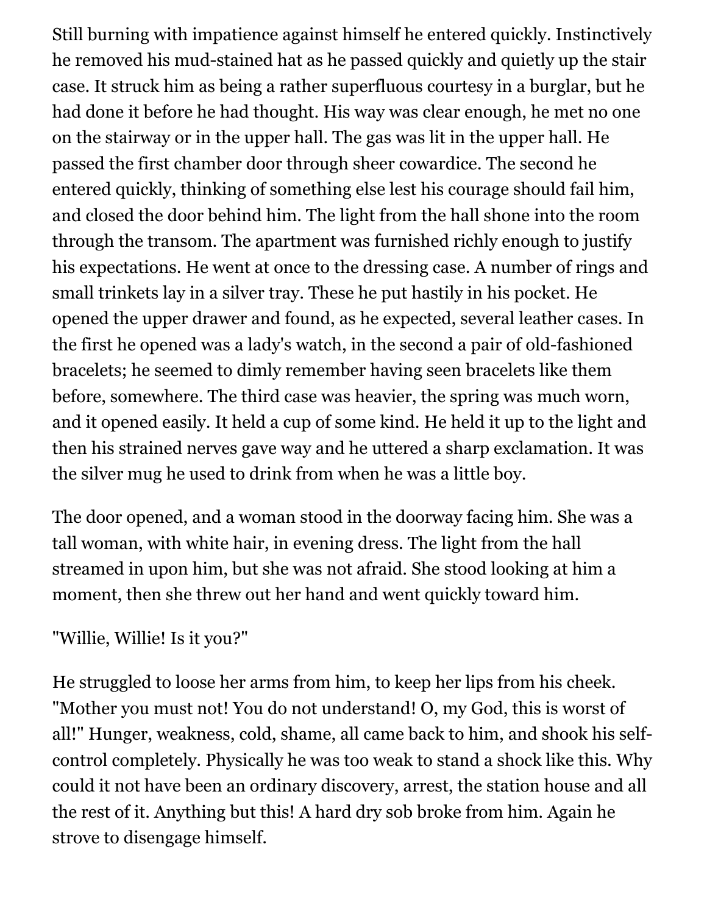Still burning with impatience against himself he entered quickly. Instinctively he removed his mud-stained hat as he passed quickly and quietly up the stair case. It struck him as being a rather superfluous courtesy in a burglar, but he had done it before he had thought. His way was clear enough, he met no one on the stairway or in the upper hall. The gas was lit in the upper hall. He passed the first chamber door through sheer cowardice. The second he entered quickly, thinking of something else lest his courage should fail him, and closed the door behind him. The light from the hall shone into the room through the transom. The apartment was furnished richly enough to justify his expectations. He went at once to the dressing case. A number of rings and small trinkets lay in a silver tray. These he put hastily in his pocket. He opened the upper drawer and found, as he expected, several leather cases. In the first he opened was a lady's watch, in the second a pair of old-fashioned bracelets; he seemed to dimly remember having seen bracelets like them before, somewhere. The third case was heavier, the spring was much worn, and it opened easily. It held a cup of some kind. He held it up to the light and then his strained nerves gave way and he uttered a sharp exclamation. It was the silver mug he used to drink from when he was a little boy.

The door opened, and a woman stood in the doorway facing him. She was a tall woman, with white hair, in evening dress. The light from the hall streamed in upon him, but she was not afraid. She stood looking at him a moment, then she threw out her hand and went quickly toward him.

"Willie, Willie! Is it you?"

He struggled to loose her arms from him, to keep her lips from his cheek. "Mother you must not! You do not understand! O, my God, this is worst of all!" Hunger, weakness, cold, shame, all came back to him, and shook his self-control completely. Physically he was too weak to stand a shock like this. Why could it not have been an ordinary discovery, arrest, the station house and all the rest of it. Anything but this! A hard dry sob broke from him. Again he strove to disengage himself.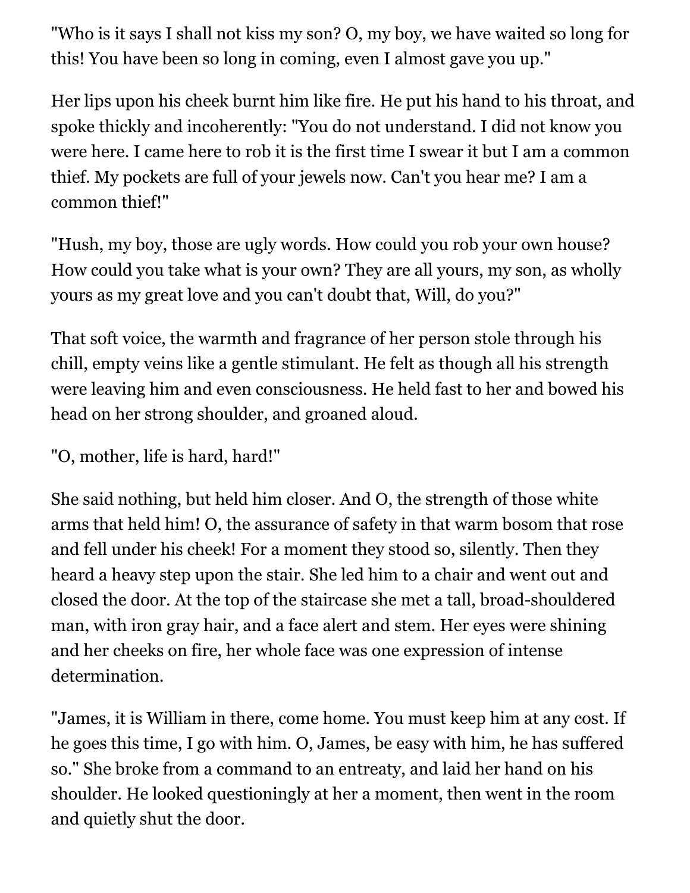"Who is it says I shall not kiss my son? O, my boy, we have waited so long for this! You have been so long in coming, even I almost gave you up."

Her lips upon his cheek burnt him like fire. He put his hand to his throat, and spoke thickly and incoherently: "You do not understand. I did not know you were here. I came here to rob it is the first time I swear it but I am a common thief. My pockets are full of your jewels now. Can't you hear me? I am a common thief!"

"Hush, my boy, those are ugly words. How could you rob your own house? How could you take what is your own? They are all yours, my son, as wholly yours as my great love and you can't doubt that, Will, do you?"

That soft voice, the warmth and fragrance of her person stole through his chill, empty veins like a gentle stimulant. He felt as though all his strength were leaving him and even consciousness. He held fast to her and bowed his head on her strong shoulder, and groaned aloud.

"O, mother, life is hard, hard!"

She said nothing, but held him closer. And O, the strength of those white arms that held him! O, the assurance of safety in that warm bosom that rose and fell under his cheek! For a moment they stood so, silently. Then they heard a heavy step upon the stair. She led him to a chair and went out and closed the door. At the top of the staircase she met a tall, broad-shouldered man, with iron gray hair, and a face alert and stem. Her eyes were shining and her cheeks on fire, her whole face was one expression of intense determination.

"James, it is William in there, come home. You must keep him at any cost. If he goes this time, I go with him. O, James, be easy with him, he has suffered so." She broke from a command to an entreaty, and laid her hand on his shoulder. He looked questioningly at her a moment, then went in the room and quietly shut the door.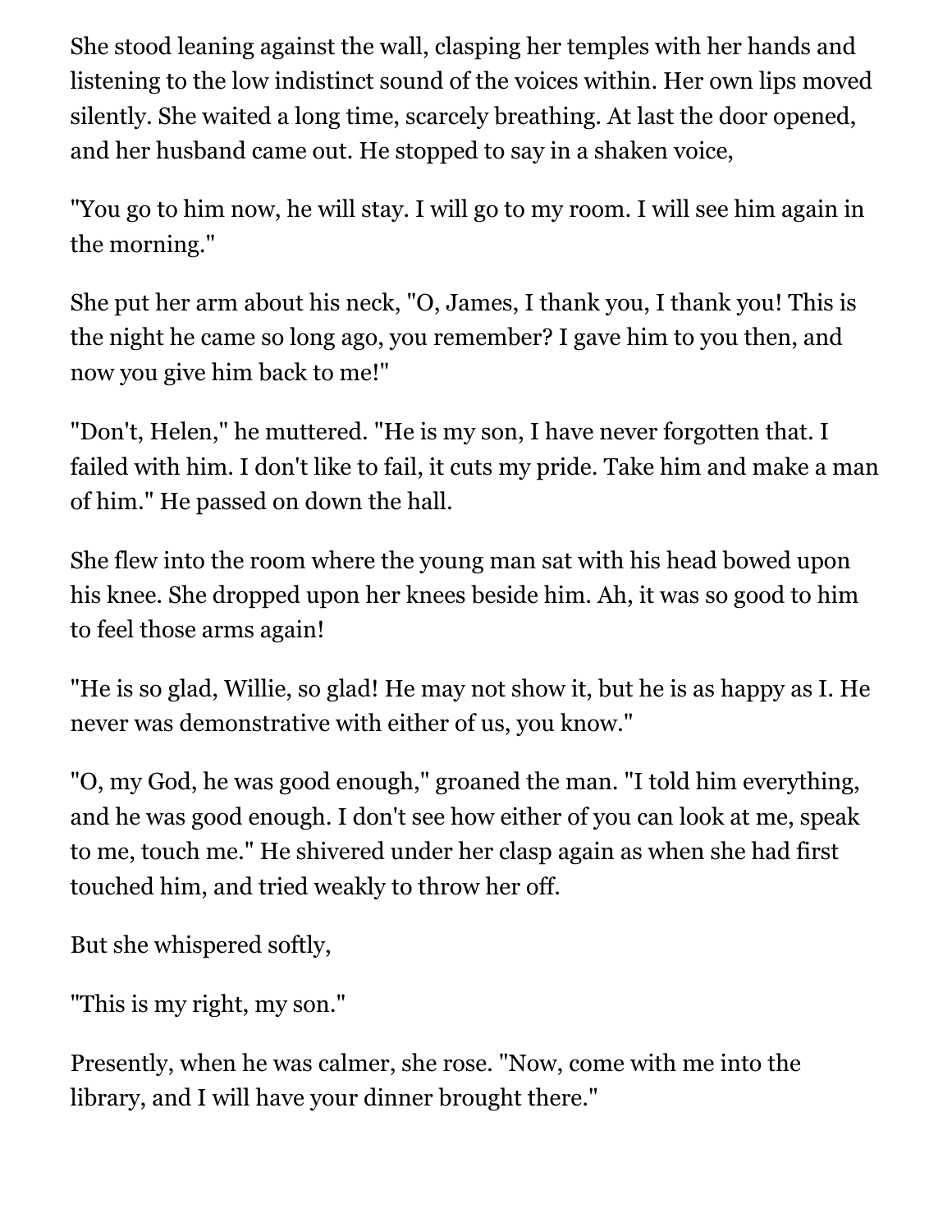She stood leaning against the wall, clasping her temples with her hands and listening to the low indistinct sound of the voices within. Her own lips moved silently. She waited a long time, scarcely breathing. At last the door opened, and her husband came out. He stopped to say in a shaken voice,

"You go to him now, he will stay. I will go to my room. I will see him again in the morning."

She put her arm about his neck, "O, James, I thank you, I thank you! This is the night he came so long ago, you remember? I gave him to you then, and now you give him back to me!"

"Don't, Helen," he muttered. "He is my son, I have never forgotten that. I failed with him. I don't like to fail, it cuts my pride. Take him and make a man of him." He passed on down the hall.

She flew into the room where the young man sat with his head bowed upon his knee. She dropped upon her knees beside him. Ah, it was so good to him to feel those arms again!

"He is so glad, Willie, so glad! He may not show it, but he is as happy as I. He never was demonstrative with either of us, you know."

"O, my God, he was good enough," groaned the man. "I told him everything, and he was good enough. I don't see how either of you can look at me, speak to me, touch me." He shivered under her clasp again as when she had first touched him, and tried weakly to throw her off.

But she whispered softly,

"This is my right, my son."

Presently, when he was calmer, she rose. "Now, come with me into the library, and I will have your dinner brought there."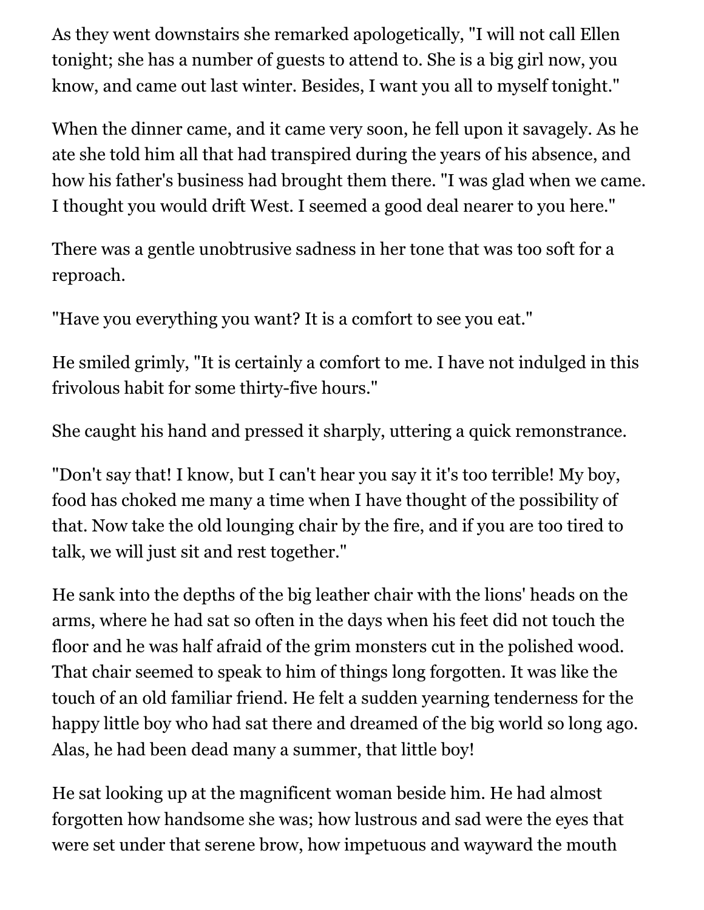As they went downstairs she remarked apologetically, "I will not call Ellen tonight; she has a number of guests to attend to. She is a big girl now, you know, and came out last winter. Besides, I want you all to myself tonight."

When the dinner came, and it came very soon, he fell upon it savagely. As he ate she told him all that had transpired during the years of his absence, and how his father's business had brought them there. "I was glad when we came. I thought you would drift West. I seemed a good deal nearer to you here."

There was a gentle unobtrusive sadness in her tone that was too soft for a reproach.

"Have you everything you want? It is a comfort to see you eat."

He smiled grimly, "It is certainly a comfort to me. I have not indulged in this frivolous habit for some thirty-five hours."

She caught his hand and pressed it sharply, uttering a quick remonstrance.

"Don't say that! I know, but I can't hear you say it it's too terrible! My boy, food has choked me many a time when I have thought of the possibility of that. Now take the old lounging chair by the fire, and if you are too tired to talk, we will just sit and rest together."

He sank into the depths of the big leather chair with the lions' heads on the arms, where he had sat so often in the days when his feet did not touch the floor and he was half afraid of the grim monsters cut in the polished wood. That chair seemed to speak to him of things long forgotten. It was like the touch of an old familiar friend. He felt a sudden yearning tenderness for the happy little boy who had sat there and dreamed of the big world so long ago. Alas, he had been dead many a summer, that little boy!

He sat looking up at the magnificent woman beside him. He had almost forgotten how handsome she was; how lustrous and sad were the eyes that were set under that serene brow, how impetuous and wayward the mouth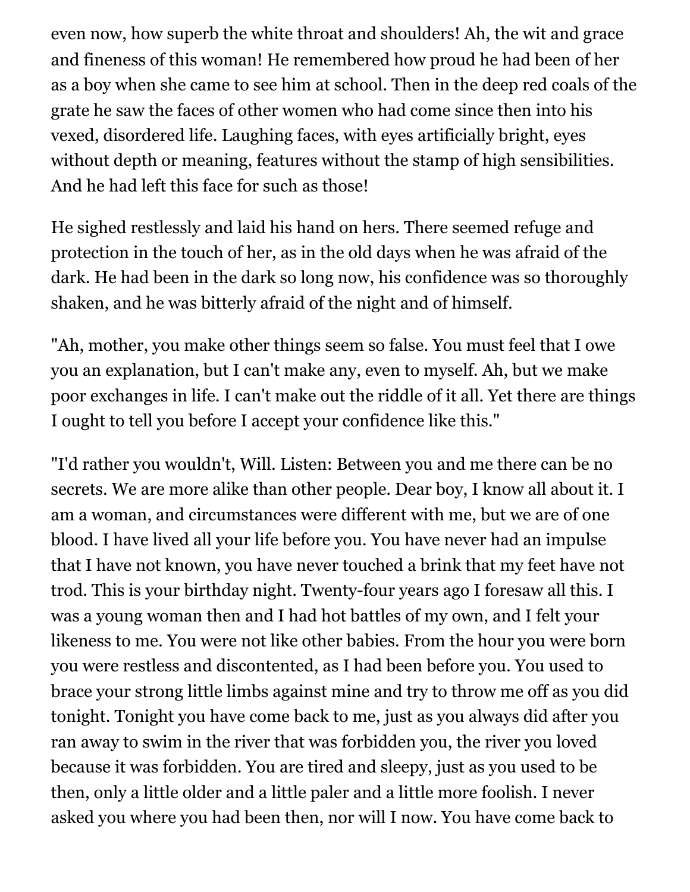even now, how superb the white throat and shoulders! Ah, the wit and grace and fineness of this woman! He remembered how proud he had been of her as a boy when she came to see him at school. Then in the deep red coals of the grate he saw the faces of other women who had come since then into his vexed, disordered life. Laughing faces, with eyes artificially bright, eyes without depth or meaning, features without the stamp of high sensibilities. And he had left this face for such as those!

He sighed restlessly and laid his hand on hers. There seemed refuge and protection in the touch of her, as in the old days when he was afraid of the dark. He had been in the dark so long now, his confidence was so thoroughly shaken, and he was bitterly afraid of the night and of himself.

"Ah, mother, you make other things seem so false. You must feel that I owe you an explanation, but I can't make any, even to myself. Ah, but we make poor exchanges in life. I can't make out the riddle of it all. Yet there are things I ought to tell you before I accept your confidence like this."

"I'd rather you wouldn't, Will. Listen: Between you and me there can be no secrets. We are more alike than other people. Dear boy, I know all about it. I am a woman, and circumstances were different with me, but we are of one blood. I have lived all your life before you. You have never had an impulse that I have not known, you have never touched a brink that my feet have not trod. This is your birthday night. Twenty-four years ago I foresaw all this. I was a young woman then and I had hot battles of my own, and I felt your likeness to me. You were not like other babies. From the hour you were born you were restless and discontented, as I had been before you. You used to brace your strong little limbs against mine and try to throw me off as you did tonight. Tonight you have come back to me, just as you always did after you ran away to swim in the river that was forbidden you, the river you loved because it was forbidden. You are tired and sleepy, just as you used to be then, only a little older and a little paler and a little more foolish. I never asked you where you had been then, nor will I now. You have come back to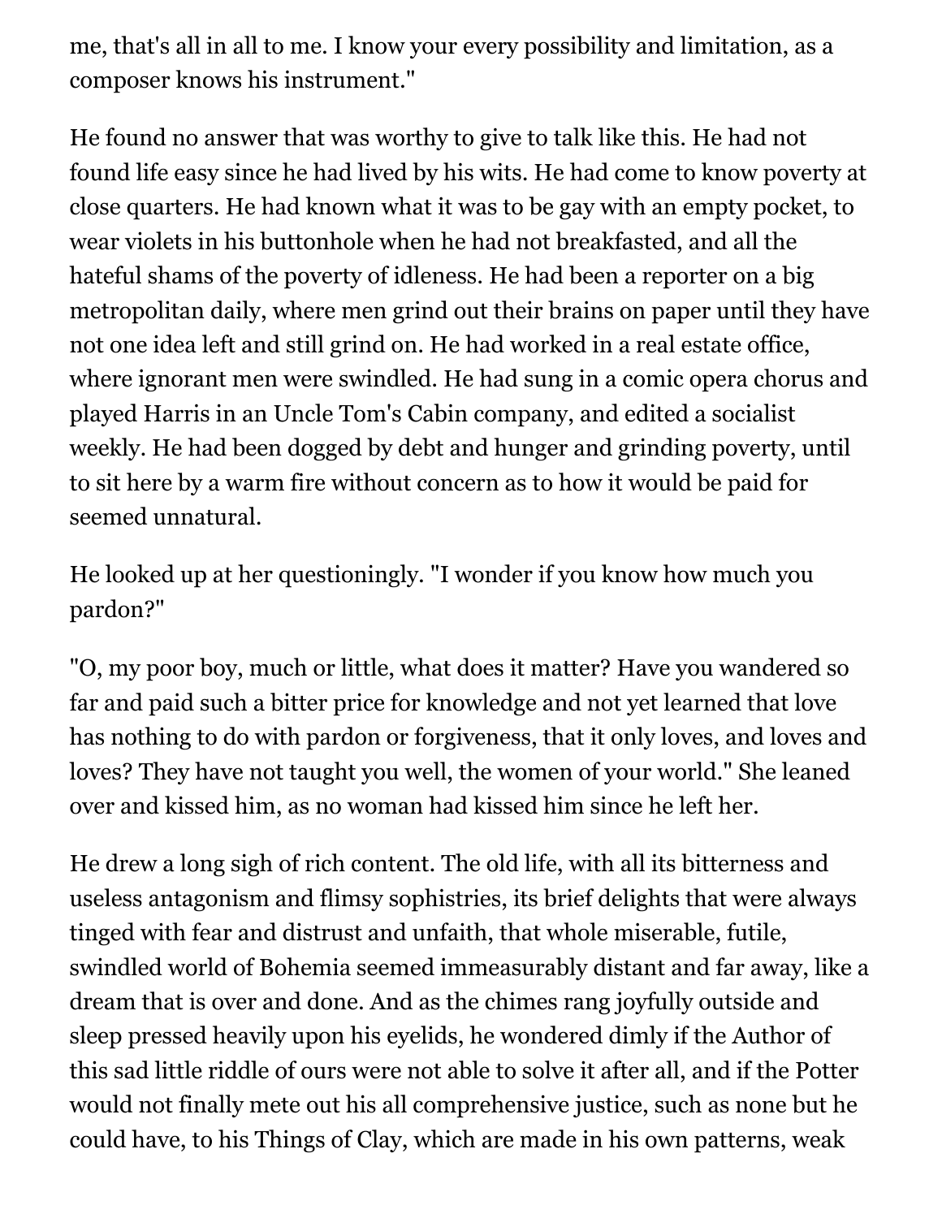me, that's all in all to me. I know your every possibility and limitation, as a composer knows his instrument."

He found no answer that was worthy to give to talk like this. He had not found life easy since he had lived by his wits. He had come to know poverty at close quarters. He had known what it was to be gay with an empty pocket, to wear violets in his buttonhole when he had not breakfasted, and all the hateful shams of the poverty of idleness. He had been a reporter on a big metropolitan daily, where men grind out their brains on paper until they have not one idea left and still grind on. He had worked in a real estate office, where ignorant men were swindled. He had sung in a comic opera chorus and played Harris in an Uncle Tom's Cabin company, and edited a socialist weekly. He had been dogged by debt and hunger and grinding poverty, until to sit here by a warm fire without concern as to how it would be paid for seemed unnatural.

He looked up at her questioningly. "I wonder if you know how much you pardon?"

"O, my poor boy, much or little, what does it matter? Have you wandered so far and paid such a bitter price for knowledge and not yet learned that love has nothing to do with pardon or forgiveness, that it only loves, and loves and loves? They have not taught you well, the women of your world." She leaned over and kissed him, as no woman had kissed him since he left her.

He drew a long sigh of rich content. The old life, with all its bitterness and useless antagonism and flimsy sophistries, its brief delights that were always tinged with fear and distrust and unfaith, that whole miserable, futile, swindled world of Bohemia seemed immeasurably distant and far away, like a dream that is over and done. And as the chimes rang joyfully outside and sleep pressed heavily upon his eyelids, he wondered dimly if the Author of this sad little riddle of ours were not able to solve it after all, and if the Potter would not finally mete out his all comprehensive justice, such as none but he could have, to his Things of Clay, which are made in his own patterns, weak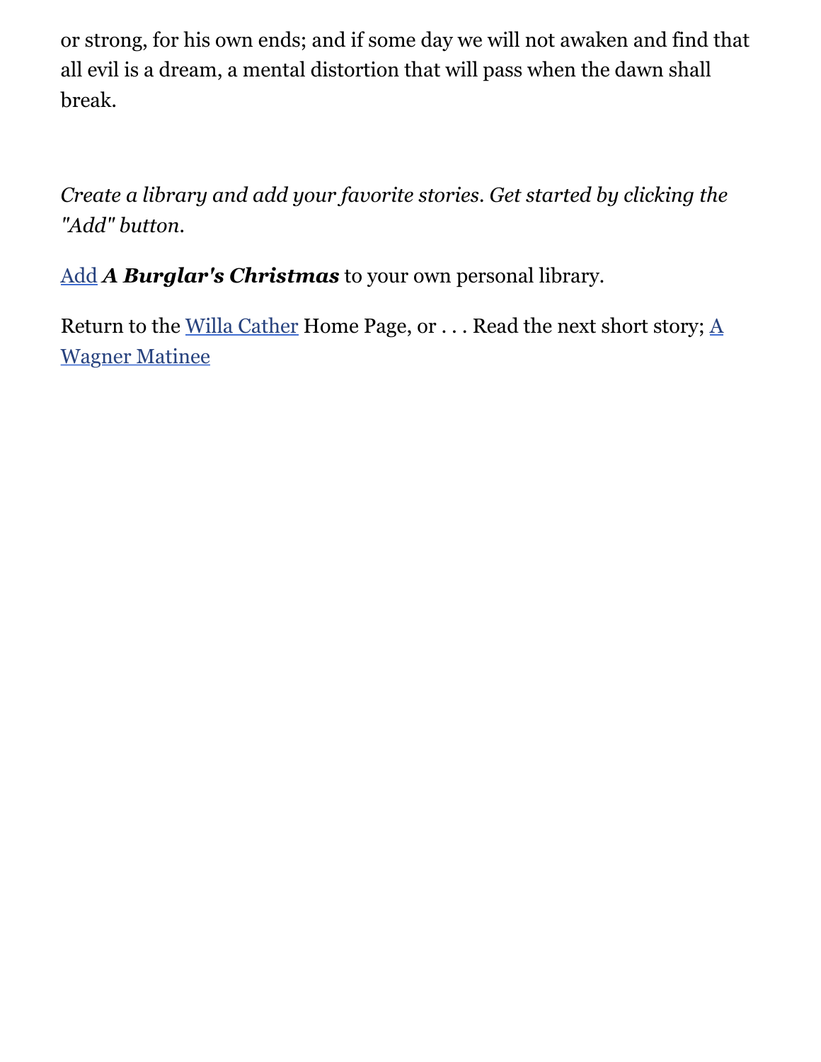or strong, for his own ends; and if some day we will not awaken and find that all evil is a dream, a mental distortion that will pass when the dawn shall break.

*Create a library and add your favorite stories. Get started by clicking the "Add" button.*

Add ***A Burglar's Christmas*** to your own personal library.

Return to the Willa Cather Home Page, or . . . Read the next short story; A Wagner Matinee